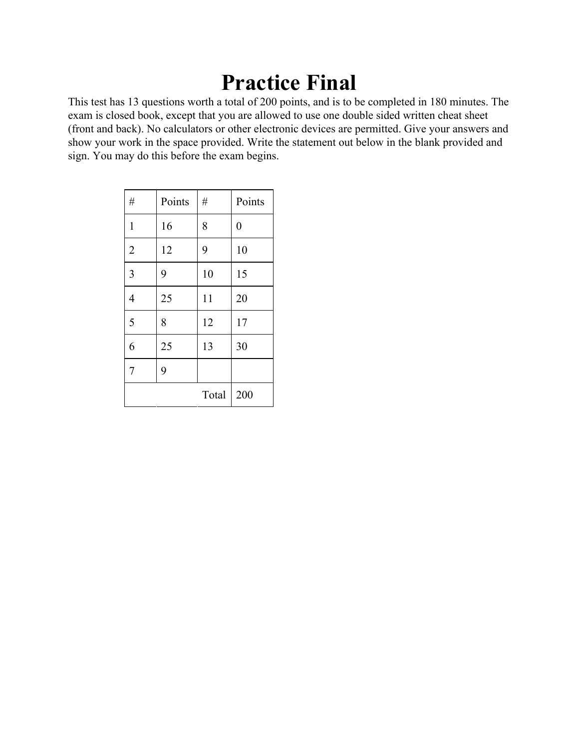# Practice Final

This test has 13 questions worth a total of 200 points, and is to be completed in 180 minutes. The exam is closed book, except that you are allowed to use one double sided written cheat sheet (front and back). No calculators or other electronic devices are permitted. Give your answers and show your work in the space provided. Write the statement out below in the blank provided and sign. You may do this before the exam begins.

| # | Points | # | Points |
|---|---|---|---|
| 1 | 16 | 8 | 0 |
| 2 | 12 | 9 | 10 |
| 3 | 9 | 10 | 15 |
| 4 | 25 | 11 | 20 |
| 5 | 8 | 12 | 17 |
| 6 | 25 | 13 | 30 |
| 7 | 9 | | |
| | | Total | 200 |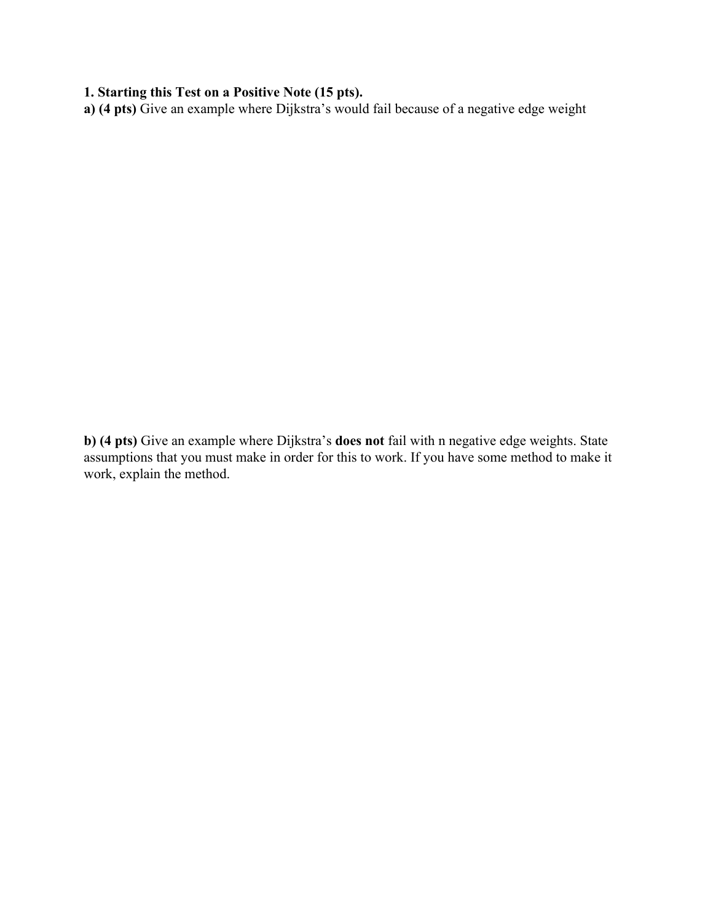**1. Starting this Test on a Positive Note (15 pts).**

**a) (4 pts)** Give an example where Dijkstra's would fail because of a negative edge weight

**b) (4 pts)** Give an example where Dijkstra's **does not** fail with n negative edge weights. State assumptions that you must make in order for this to work. If you have some method to make it work, explain the method.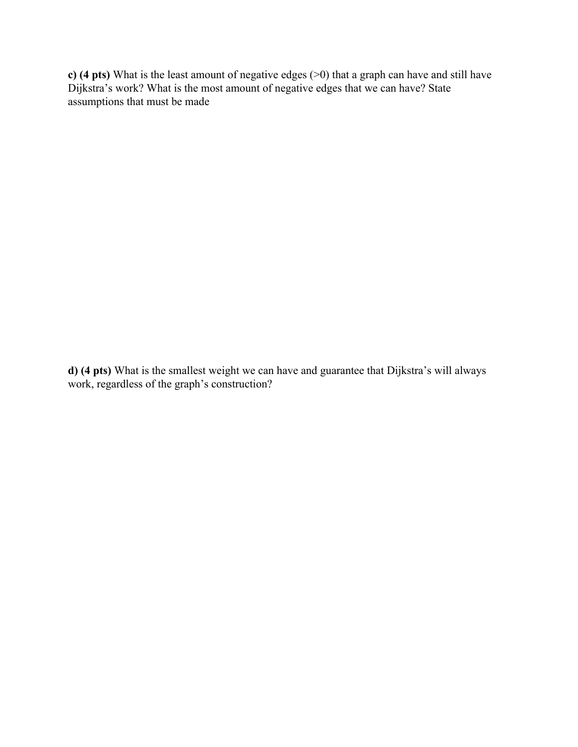**c) (4 pts)** What is the least amount of negative edges (>0) that a graph can have and still have Dijkstra's work? What is the most amount of negative edges that we can have? State assumptions that must be made

**d) (4 pts)** What is the smallest weight we can have and guarantee that Dijkstra's will always work, regardless of the graph's construction?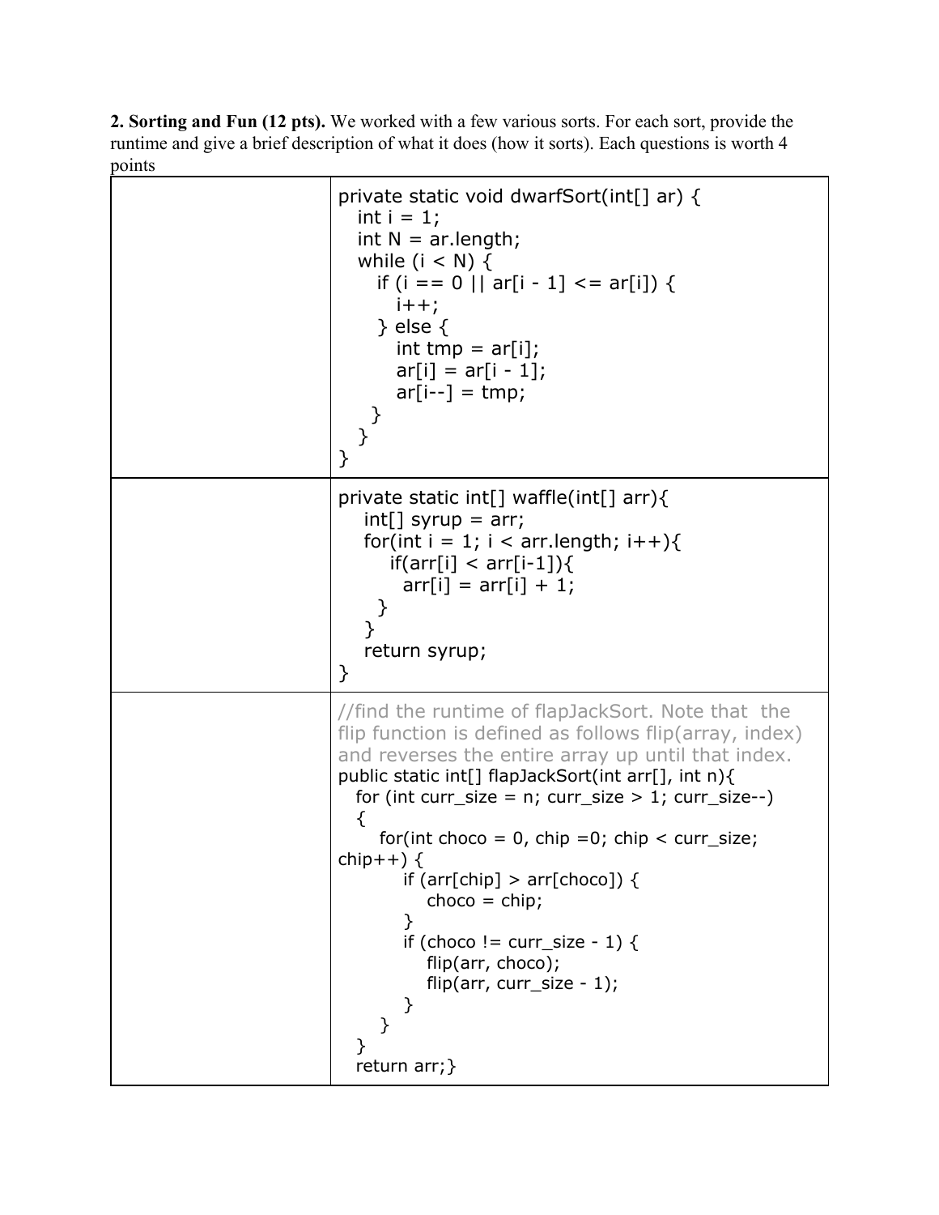**2. Sorting and Fun (12 pts).** We worked with a few various sorts. For each sort, provide the runtime and give a brief description of what it does (how it sorts). Each questions is worth 4 points

<table>
<tr>
<td></td>
<td>

```
private static void dwarfSort(int[] ar) {
   int i = 1;
   int N = ar.length;
   while (i < N) {
      if (i == 0 || ar[i - 1] <= ar[i]) {
         i++;
      } else {
         int tmp = ar[i];
         ar[i] = ar[i - 1];
         ar[i--] = tmp;
      }
   }
}
```

</td>
</tr>
<tr>
<td></td>
<td>

```
private static int[] waffle(int[] arr){
    int[] syrup = arr;
    for(int i = 1; i < arr.length; i++){
        if(arr[i] < arr[i-1]){
          arr[i] = arr[i] + 1;
      }
    }
    return syrup;
}
```

</td>
</tr>
<tr>
<td></td>
<td>

```
//find the runtime of flapJackSort. Note that  the
flip function is defined as follows flip(array, index)
and reverses the entire array up until that index.
public static int[] flapJackSort(int arr[], int n){
   for (int curr_size = n; curr_size > 1; curr_size--)
   {
      for(int choco = 0, chip =0; chip < curr_size;
chip++) {
          if (arr[chip] > arr[choco]) {
              choco = chip;
          }
          if (choco != curr_size - 1) {
              flip(arr, choco);
              flip(arr, curr_size - 1);
          }
      }
   }
   return arr;}
```

</td>
</tr>
</table>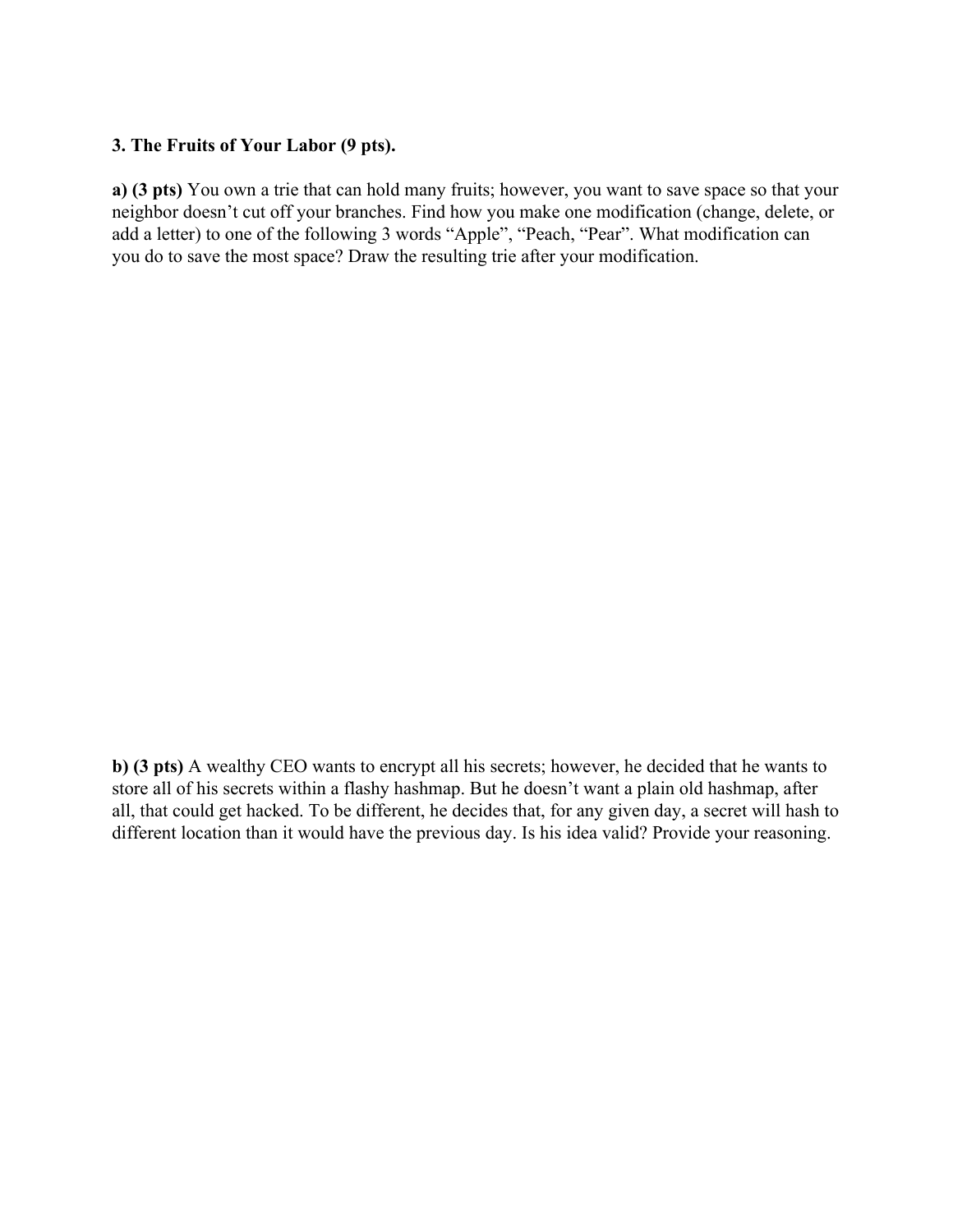**3. The Fruits of Your Labor (9 pts).**

**a) (3 pts)** You own a trie that can hold many fruits; however, you want to save space so that your neighbor doesn't cut off your branches. Find how you make one modification (change, delete, or add a letter) to one of the following 3 words "Apple", "Peach, "Pear". What modification can you do to save the most space? Draw the resulting trie after your modification.

**b) (3 pts)** A wealthy CEO wants to encrypt all his secrets; however, he decided that he wants to store all of his secrets within a flashy hashmap. But he doesn't want a plain old hashmap, after all, that could get hacked. To be different, he decides that, for any given day, a secret will hash to different location than it would have the previous day. Is his idea valid? Provide your reasoning.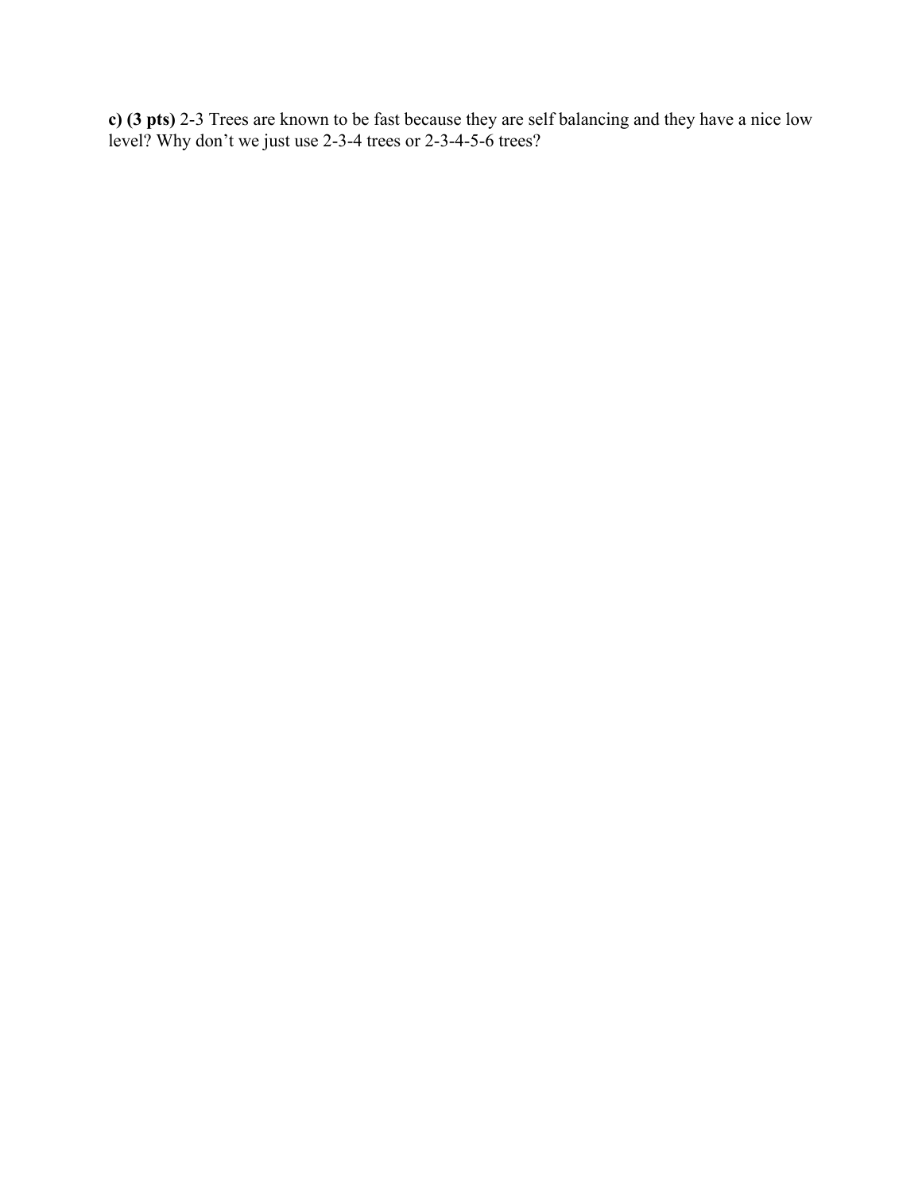**c) (3 pts)** 2-3 Trees are known to be fast because they are self balancing and they have a nice low level? Why don't we just use 2-3-4 trees or 2-3-4-5-6 trees?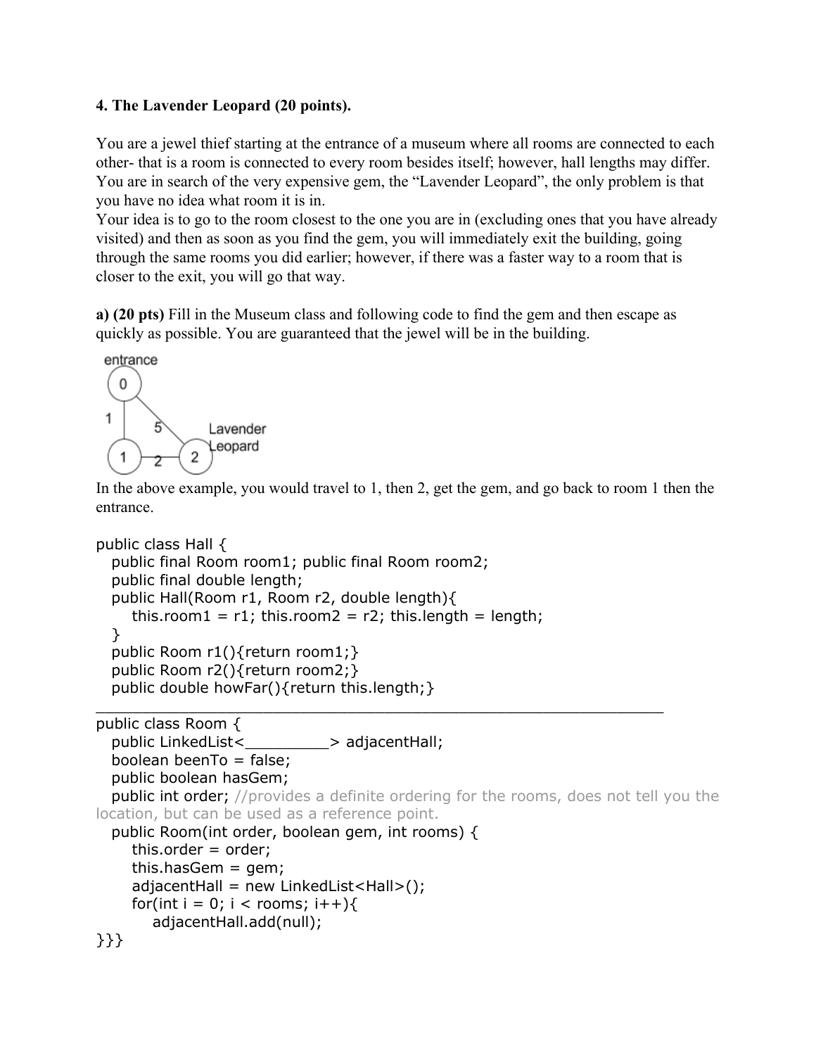**4. The Lavender Leopard (20 points).**

You are a jewel thief starting at the entrance of a museum where all rooms are connected to each other- that is a room is connected to every room besides itself; however, hall lengths may differ. You are in search of the very expensive gem, the "Lavender Leopard", the only problem is that you have no idea what room it is in.

Your idea is to go to the room closest to the one you are in (excluding ones that you have already visited) and then as soon as you find the gem, you will immediately exit the building, going through the same rooms you did earlier; however, if there was a faster way to a room that is closer to the exit, you will go that way.

**a) (20 pts)** Fill in the Museum class and following code to find the gem and then escape as quickly as possible. You are guaranteed that the jewel will be in the building.

In the above example, you would travel to 1, then 2, get the gem, and go back to room 1 then the entrance.

```
public class Hall {
   public final Room room1; public final Room room2;
   public final double length;
   public Hall(Room r1, Room r2, double length){
      this.room1 = r1; this.room2 = r2; this.length = length;
   }
   public Room r1(){return room1;}
   public Room r2(){return room2;}
   public double howFar(){return this.length;}
_______________________________________________________________
public class Room {
   public LinkedList<_________> adjacentHall;
   boolean beenTo = false;
   public boolean hasGem;
   public int order; //provides a definite ordering for the rooms, does not tell you the location, but can be used as a reference point.
   public Room(int order, boolean gem, int rooms) {
      this.order = order;
      this.hasGem = gem;
      adjacentHall = new LinkedList<Hall>();
      for(int i = 0; i < rooms; i++){
         adjacentHall.add(null);
}}}
```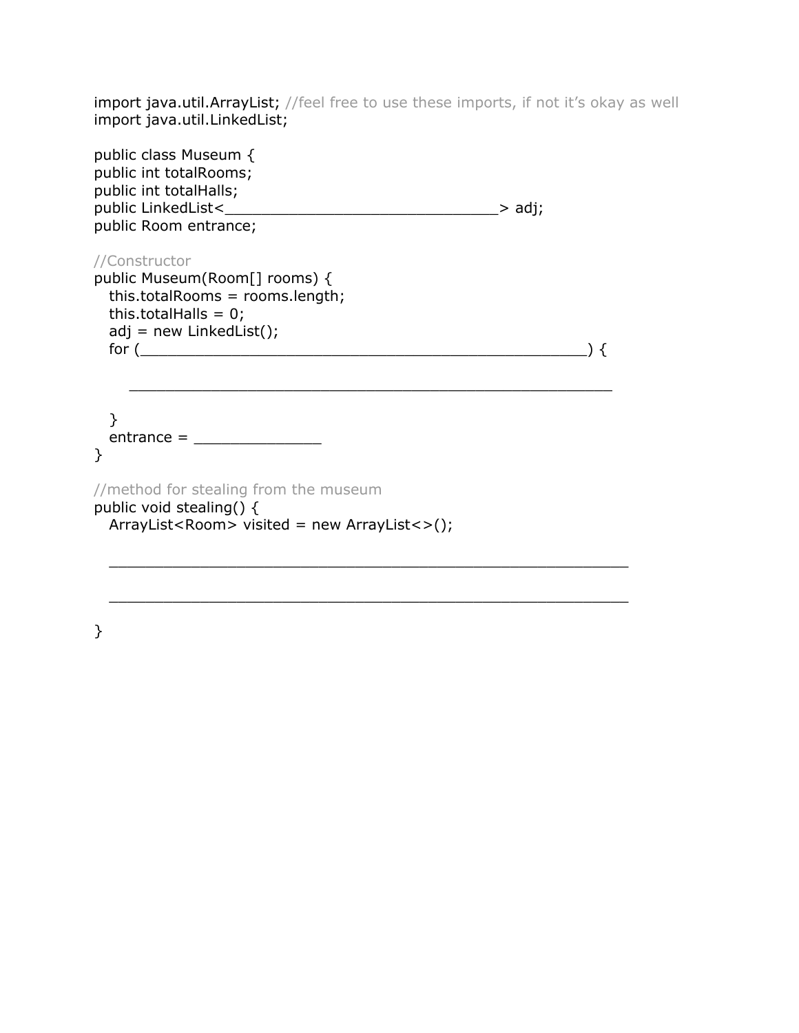```
import java.util.ArrayList; //feel free to use these imports, if not it's okay as well
import java.util.LinkedList;

public class Museum {
public int totalRooms;
public int totalHalls;
public LinkedList<______________________________> adj;
public Room entrance;

//Constructor
public Museum(Room[] rooms) {
   this.totalRooms = rooms.length;
   this.totalHalls = 0;
   adj = new LinkedList();
   for (_________________________________________________) {

      ______________________________________________________

   }
   entrance = ______________
}

//method for stealing from the museum
public void stealing() {
   ArrayList<Room> visited = new ArrayList<>();

   __________________________________________________________

   __________________________________________________________

}
```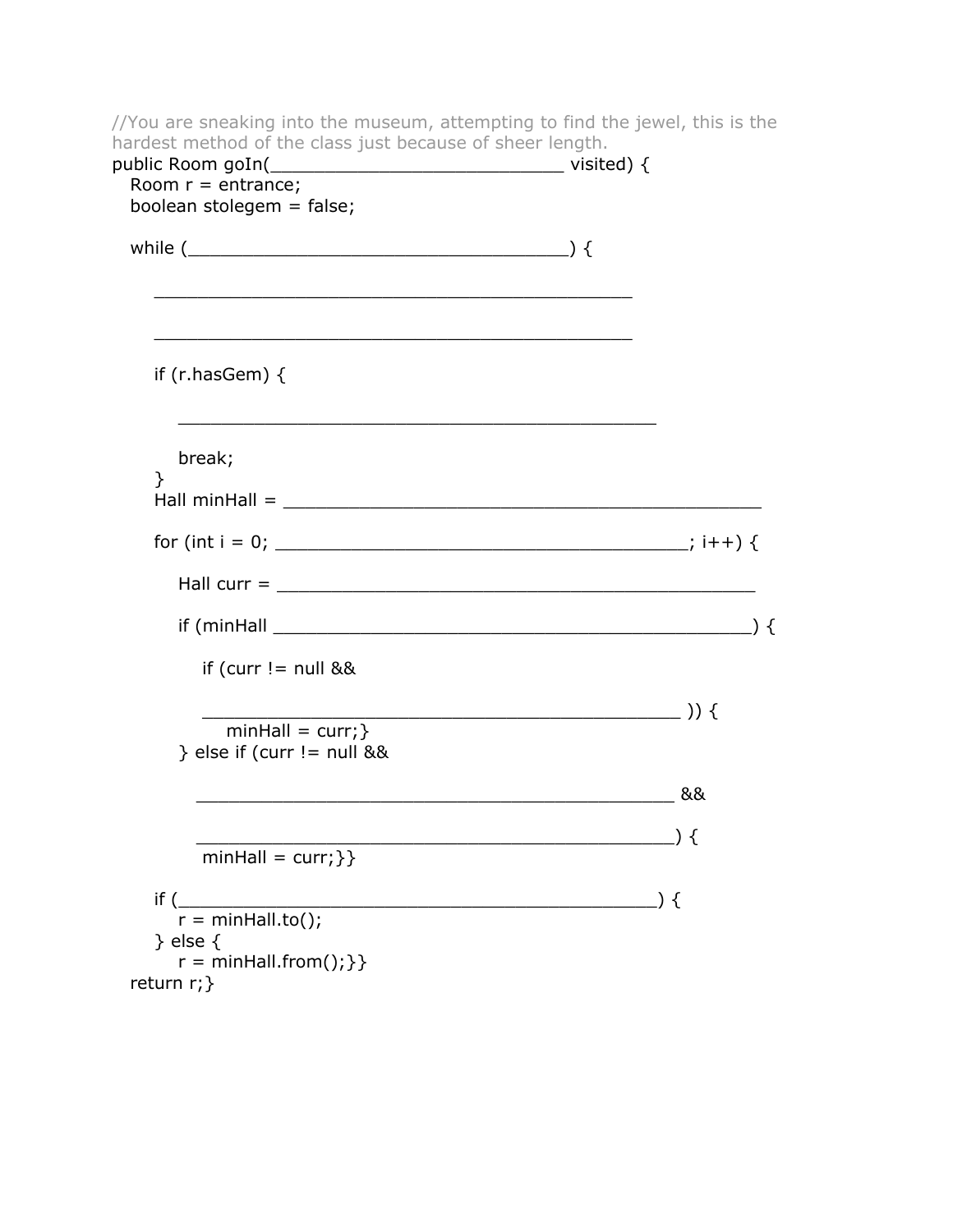```
//You are sneaking into the museum, attempting to find the jewel, this is the
hardest method of the class just because of sheer length.
public Room goIn(____________________________ visited) {
  Room r = entrance;
  boolean stolegem = false;

  while (____________________________________) {

    _____________________________________________

    _____________________________________________

    if (r.hasGem) {

      _____________________________________________

      break;
    }
    Hall minHall = _____________________________________________

    for (int i = 0; _______________________________________; i++) {

      Hall curr = _____________________________________________

      if (minHall _____________________________________________) {

        if (curr != null &&

        ____________________________________________ )) {
          minHall = curr;}
      } else if (curr != null &&

        _____________________________________________ &&

        _____________________________________________) {
        minHall = curr;}}

    if (_____________________________________________) {
      r = minHall.to();
    } else {
      r = minHall.from();}}
  return r;}
```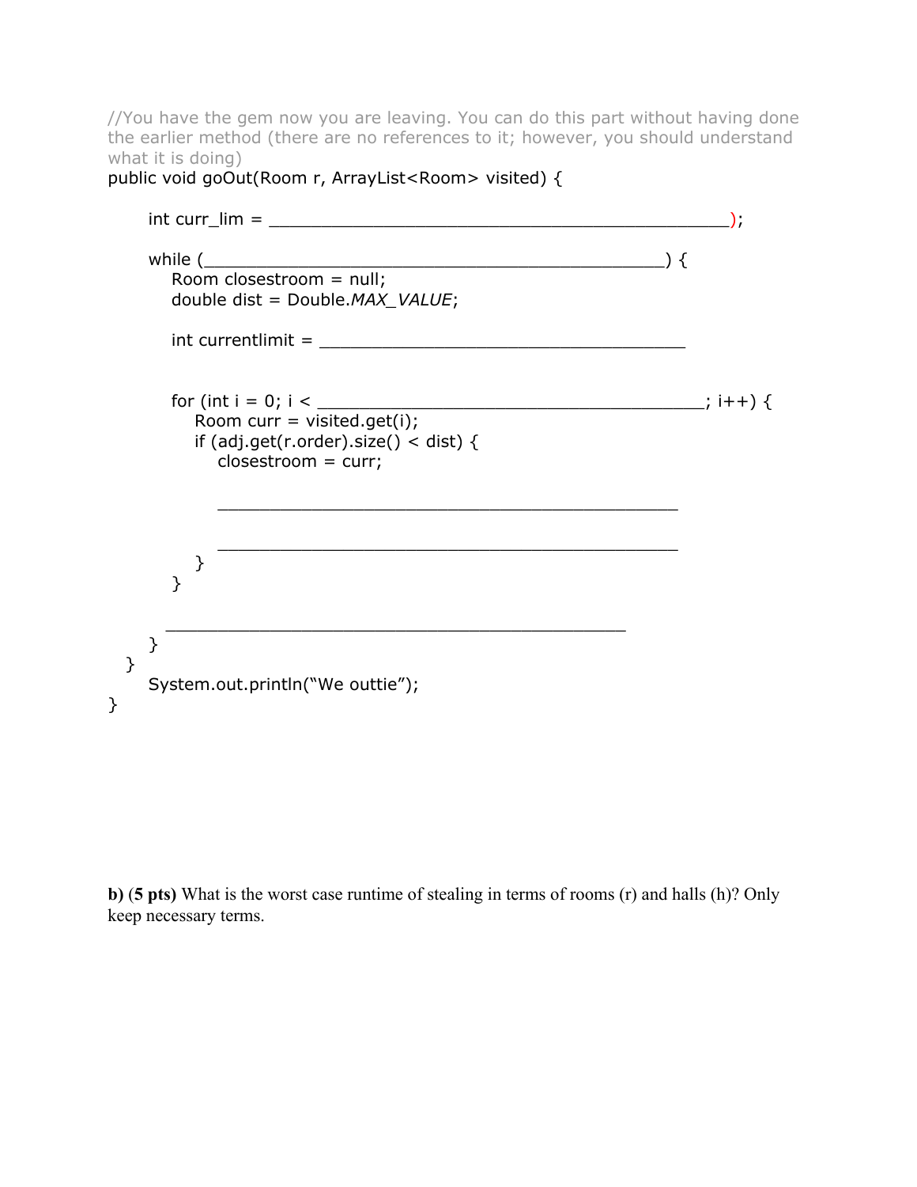```
//You have the gem now you are leaving. You can do this part without having done
the earlier method (there are no references to it; however, you should understand
what it is doing)
public void goOut(Room r, ArrayList<Room> visited) {

    int curr_lim = _____________________________________________);

    while (_____________________________________________) {
       Room closestroom = null;
       double dist = Double.MAX_VALUE;

       int currentlimit = ____________________________________


       for (int i = 0; i < ____________________________________; i++) {
          Room curr = visited.get(i);
          if (adj.get(r.order).size() < dist) {
             closestroom = curr;

             _____________________________________________

             _____________________________________________
          }
       }

      _____________________________________________
    }
  }
    System.out.println("We outtie");
}
```

**b)** **(5 pts)** What is the worst case runtime of stealing in terms of rooms (r) and halls (h)? Only keep necessary terms.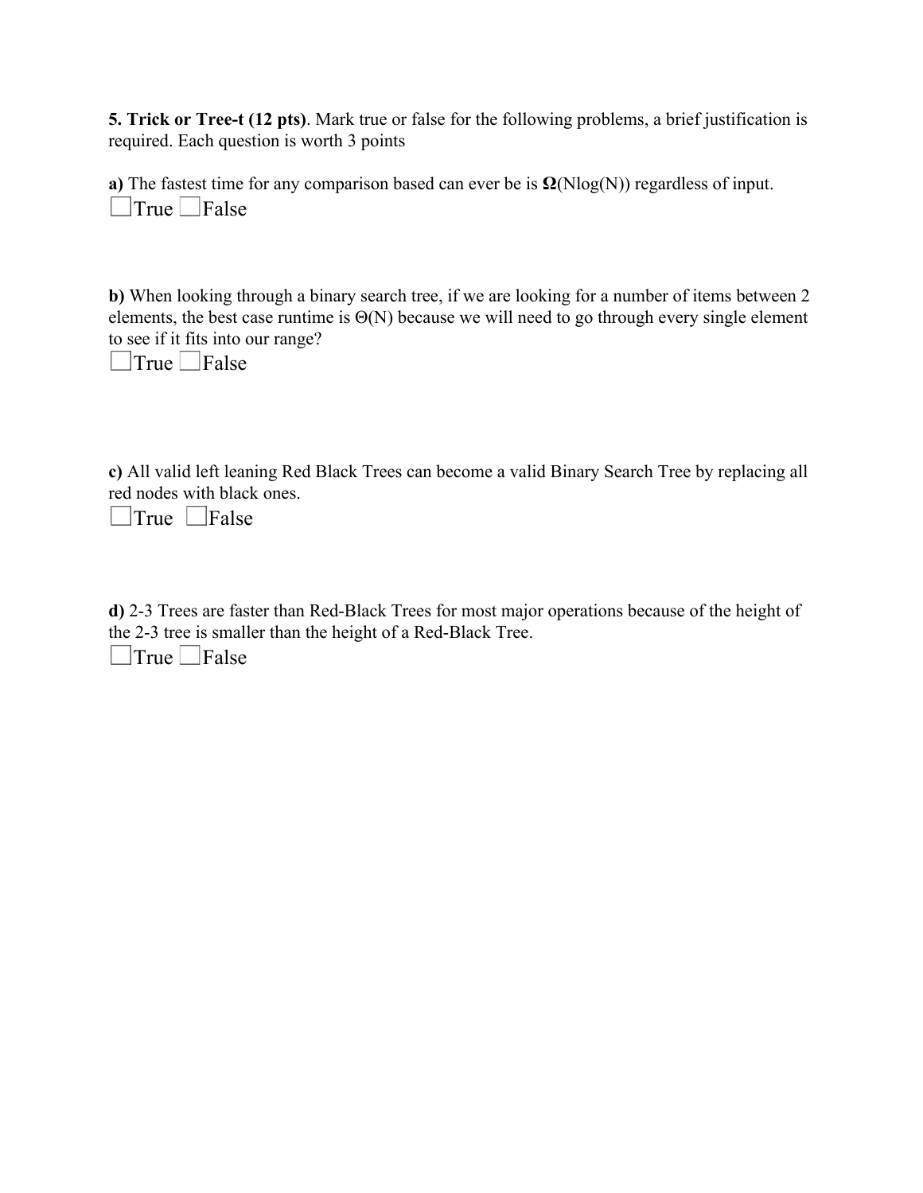**5. Trick or Tree-t (12 pts)**. Mark true or false for the following problems, a brief justification is required. Each question is worth 3 points

**a)** The fastest time for any comparison based can ever be is **$\Omega$**(Nlog(N)) regardless of input.
☐True ☐False

**b)** When looking through a binary search tree, if we are looking for a number of items between 2 elements, the best case runtime is $\Theta$(N) because we will need to go through every single element to see if it fits into our range?
☐True ☐False

**c)** All valid left leaning Red Black Trees can become a valid Binary Search Tree by replacing all red nodes with black ones.
☐True ☐False

**d)** 2-3 Trees are faster than Red-Black Trees for most major operations because of the height of the 2-3 tree is smaller than the height of a Red-Black Tree.
☐True ☐False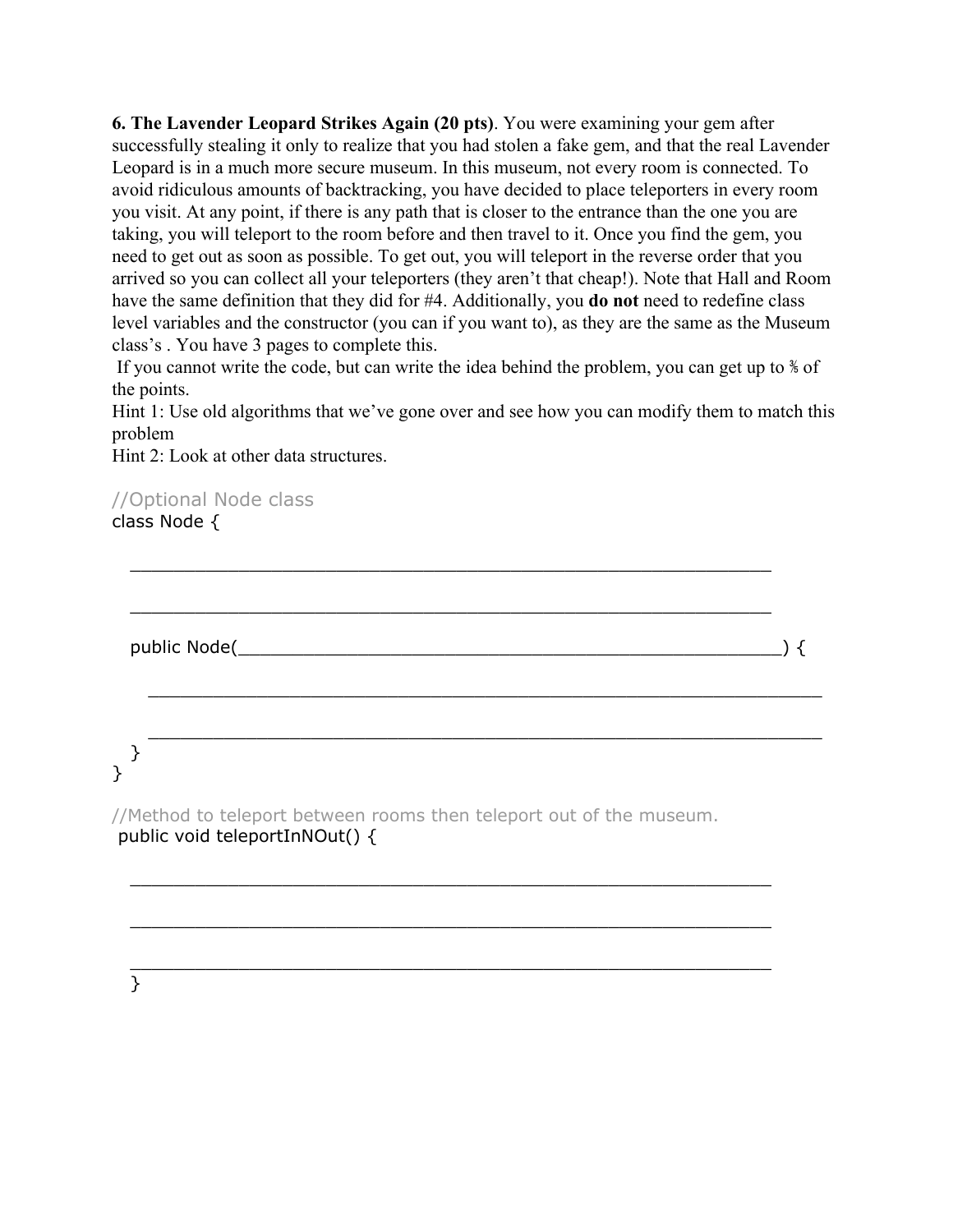**6. The Lavender Leopard Strikes Again (20 pts)**. You were examining your gem after successfully stealing it only to realize that you had stolen a fake gem, and that the real Lavender Leopard is in a much more secure museum. In this museum, not every room is connected. To avoid ridiculous amounts of backtracking, you have decided to place teleporters in every room you visit. At any point, if there is any path that is closer to the entrance than the one you are taking, you will teleport to the room before and then travel to it. Once you find the gem, you need to get out as soon as possible. To get out, you will teleport in the reverse order that you arrived so you can collect all your teleporters (they aren't that cheap!). Note that Hall and Room have the same definition that they did for #4. Additionally, you **do not** need to redefine class level variables and the constructor (you can if you want to), as they are the same as the Museum class's . You have 3 pages to complete this.

If you cannot write the code, but can write the idea behind the problem, you can get up to ⅗ of the points.

Hint 1: Use old algorithms that we've gone over and see how you can modify them to match this problem

Hint 2: Look at other data structures.

```
//Optional Node class
class Node {

   _____________________________________________________________

   _____________________________________________________________

   public Node(_______________________________________________) {

      _____________________________________________________________

      _____________________________________________________________
   }
}

//Method to teleport between rooms then teleport out of the museum.
public void teleportInNOut() {

   _____________________________________________________________

   _____________________________________________________________

   _____________________________________________________________
}
```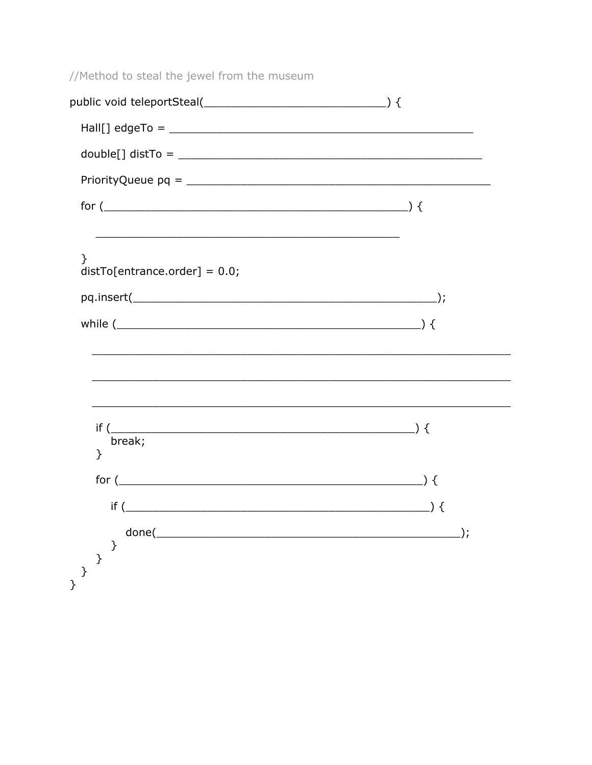```
//Method to steal the jewel from the museum

public void teleportSteal(____________________________) {

   Hall[] edgeTo = ______________________________________________

   double[] distTo = ______________________________________________

   PriorityQueue pq = ______________________________________________

   for (______________________________________________) {

      ______________________________________________

   }
   distTo[entrance.order] = 0.0;

   pq.insert(______________________________________________);

   while (______________________________________________) {

      ________________________________________________________________

      ________________________________________________________________

      ________________________________________________________________

      if (______________________________________________) {
         break;
      }

      for (______________________________________________) {

         if (______________________________________________) {

            done(______________________________________________);
         }
      }
   }
}
```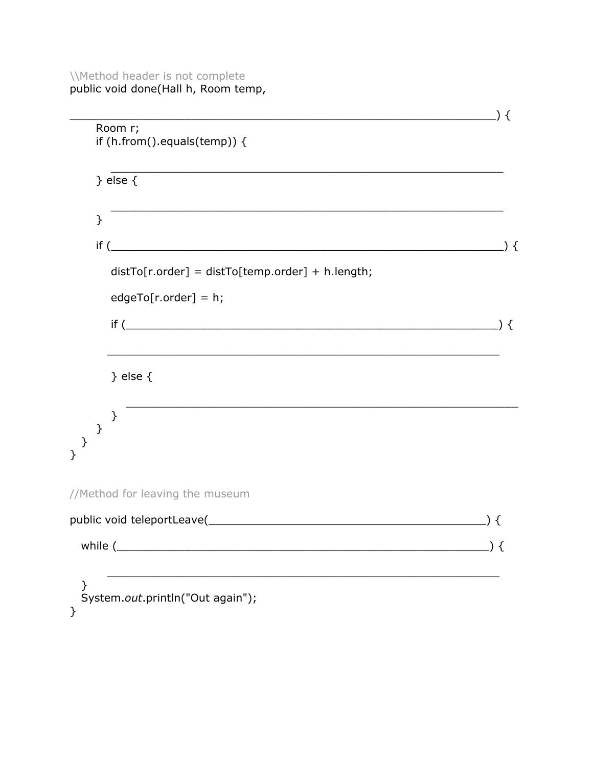```
\\Method header is not complete
public void done(Hall h, Room temp,

_______________________________________________________________) {
    Room r;
    if (h.from().equals(temp)) {

      ___________________________________________________________
    } else {

      ___________________________________________________________
    }

    if (___________________________________________________________) {

      distTo[r.order] = distTo[temp.order] + h.length;

      edgeTo[r.order] = h;

      if (______________________________________________________) {

      ___________________________________________________________

      } else {

        ___________________________________________________________
      }
    }
  }
}


//Method for leaving the museum

public void teleportLeave(__________________________________________) {

  while (_________________________________________________________) {

      ___________________________________________________________
  }
  System.out.println("Out again");
}
```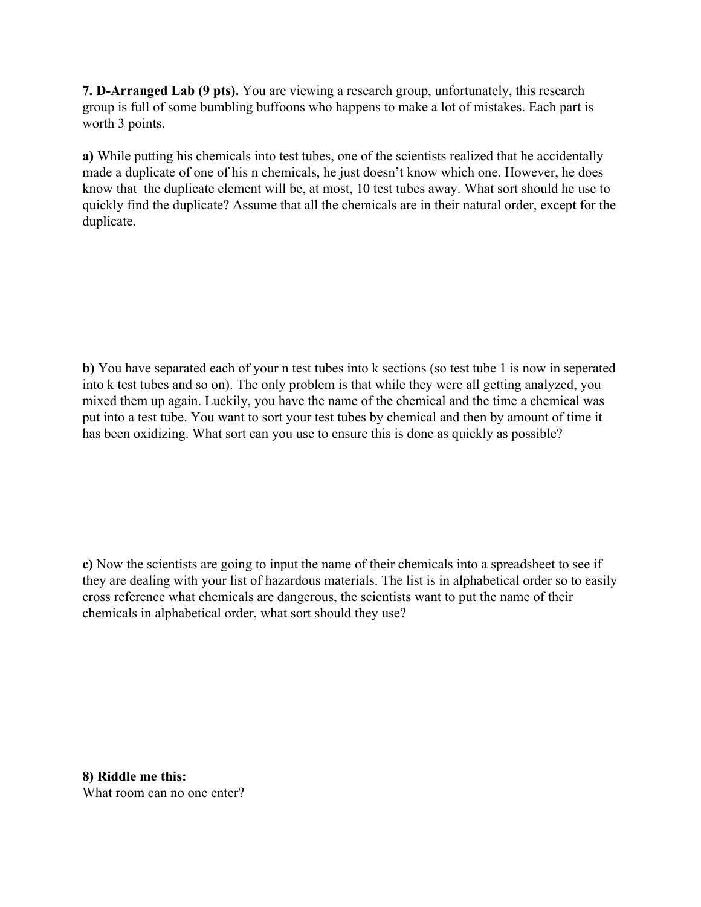**7. D-Arranged Lab (9 pts).** You are viewing a research group, unfortunately, this research group is full of some bumbling buffoons who happens to make a lot of mistakes. Each part is worth 3 points.

**a)** While putting his chemicals into test tubes, one of the scientists realized that he accidentally made a duplicate of one of his n chemicals, he just doesn't know which one. However, he does know that  the duplicate element will be, at most, 10 test tubes away. What sort should he use to quickly find the duplicate? Assume that all the chemicals are in their natural order, except for the duplicate.

**b)** You have separated each of your n test tubes into k sections (so test tube 1 is now in seperated into k test tubes and so on). The only problem is that while they were all getting analyzed, you mixed them up again. Luckily, you have the name of the chemical and the time a chemical was put into a test tube. You want to sort your test tubes by chemical and then by amount of time it has been oxidizing. What sort can you use to ensure this is done as quickly as possible?

**c)** Now the scientists are going to input the name of their chemicals into a spreadsheet to see if they are dealing with your list of hazardous materials. The list is in alphabetical order so to easily cross reference what chemicals are dangerous, the scientists want to put the name of their chemicals in alphabetical order, what sort should they use?

**8) Riddle me this:**
What room can no one enter?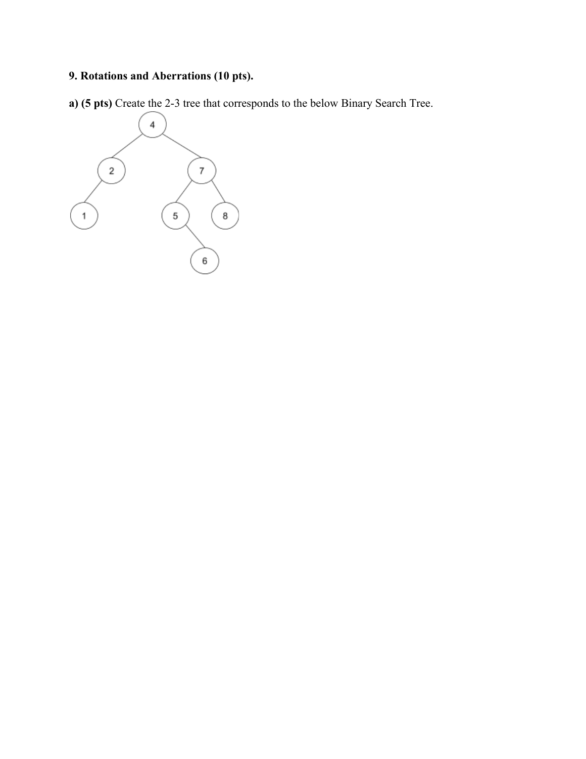**9. Rotations and Aberrations (10 pts).**

**a) (5 pts)** Create the 2-3 tree that corresponds to the below Binary Search Tree.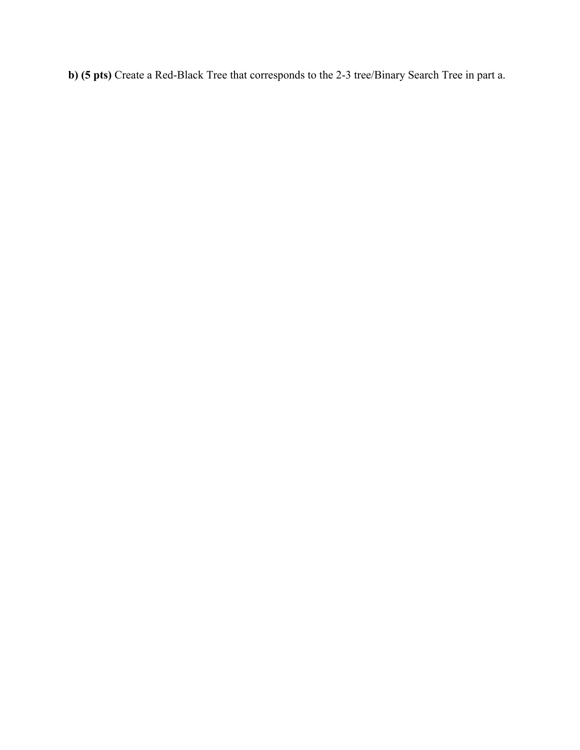**b) (5 pts)** Create a Red-Black Tree that corresponds to the 2-3 tree/Binary Search Tree in part a.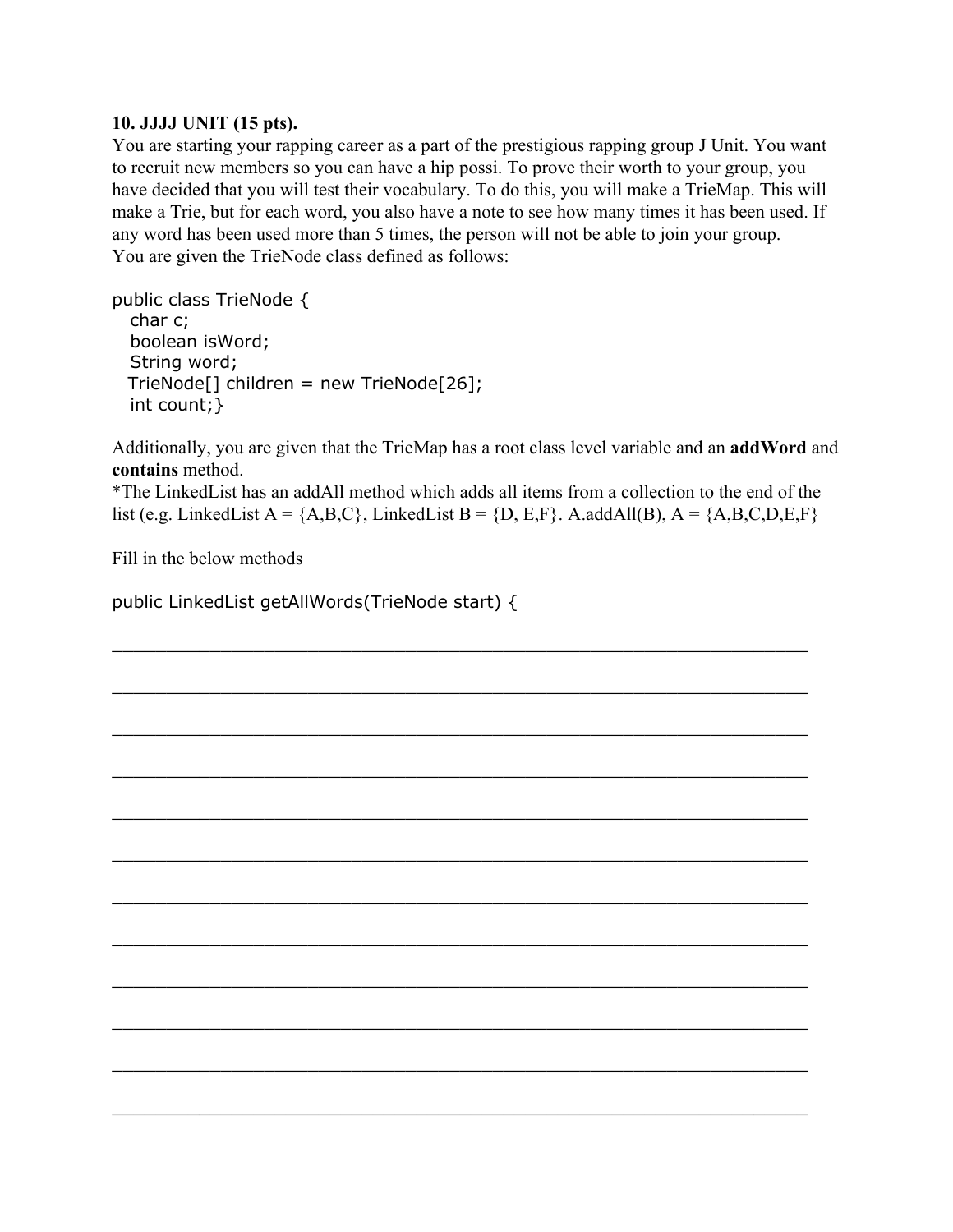**10. JJJJ UNIT (15 pts).**

You are starting your rapping career as a part of the prestigious rapping group J Unit. You want to recruit new members so you can have a hip possi. To prove their worth to your group, you have decided that you will test their vocabulary. To do this, you will make a TrieMap. This will make a Trie, but for each word, you also have a note to see how many times it has been used. If any word has been used more than 5 times, the person will not be able to join your group.

You are given the TrieNode class defined as follows:

```
public class TrieNode {
   char c;
   boolean isWord;
   String word;
   TrieNode[] children = new TrieNode[26];
   int count;}
```

Additionally, you are given that the TrieMap has a root class level variable and an **addWord** and **contains** method.

*The LinkedList has an addAll method which adds all items from a collection to the end of the list (e.g. LinkedList A = {A,B,C}, LinkedList B = {D, E,F}. A.addAll(B), A = {A,B,C,D,E,F}

Fill in the below methods

```
public LinkedList getAllWords(TrieNode start) {
```

___________________________________________________________________

___________________________________________________________________

___________________________________________________________________

___________________________________________________________________

___________________________________________________________________

___________________________________________________________________

___________________________________________________________________

___________________________________________________________________

___________________________________________________________________

___________________________________________________________________

___________________________________________________________________

___________________________________________________________________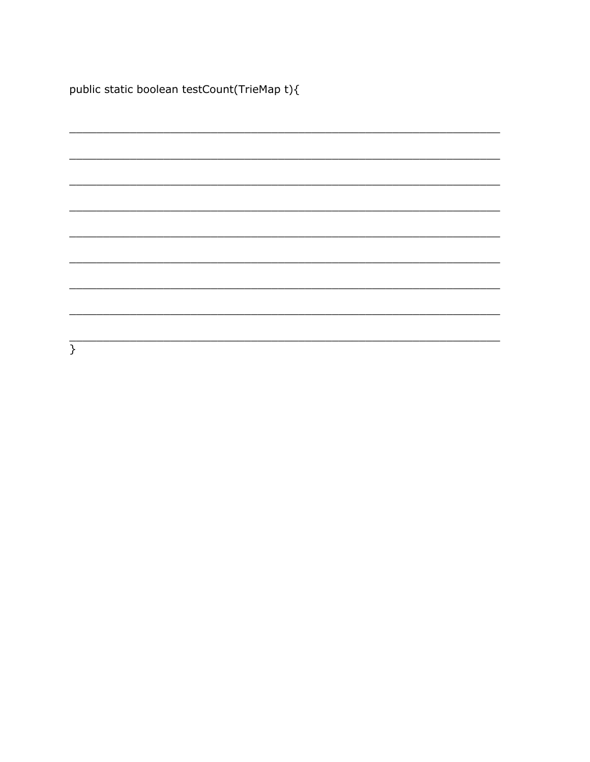```
public static boolean testCount(TrieMap t){

_____________________________________________________________

_____________________________________________________________

_____________________________________________________________

_____________________________________________________________

_____________________________________________________________

_____________________________________________________________

_____________________________________________________________

_____________________________________________________________

_____________________________________________________________
}
```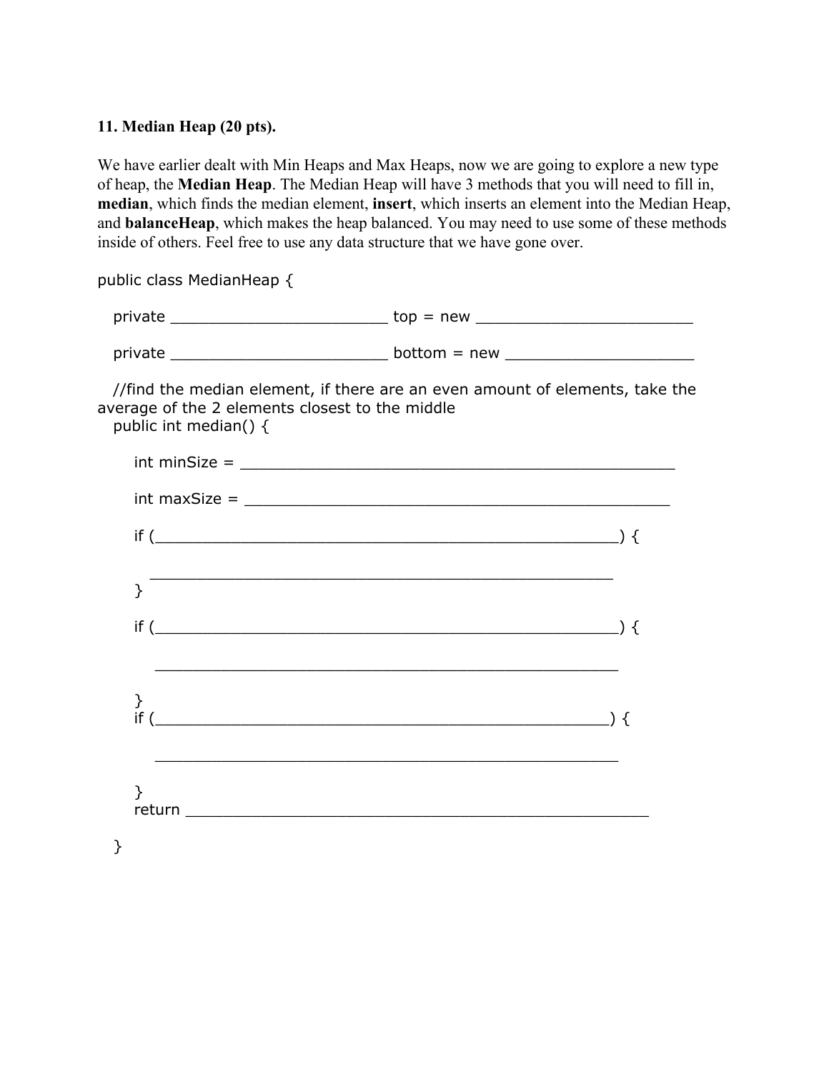**11. Median Heap (20 pts).**

We have earlier dealt with Min Heaps and Max Heaps, now we are going to explore a new type of heap, the **Median Heap**. The Median Heap will have 3 methods that you will need to fill in, **median**, which finds the median element, **insert**, which inserts an element into the Median Heap, and **balanceHeap**, which makes the heap balanced. You may need to use some of these methods inside of others. Feel free to use any data structure that we have gone over.

```
public class MedianHeap {

   private _______________________ top = new _______________________

   private _______________________ bottom = new ____________________

   //find the median element, if there are an even amount of elements, take the
average of the 2 elements closest to the middle
   public int median() {

      int minSize = ______________________________________________

      int maxSize = ______________________________________________

      if (________________________________________________) {

         _________________________________________________
      }

      if (________________________________________________) {

         _________________________________________________

      }
      if (_______________________________________________) {

         _________________________________________________

      }
      return _________________________________________________

   }
```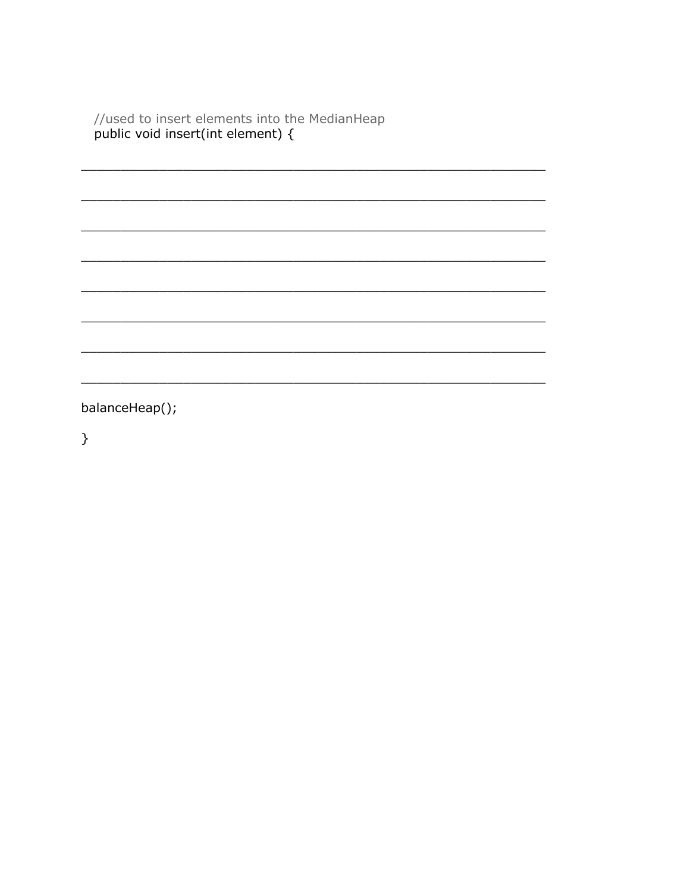```
//used to insert elements into the MedianHeap
public void insert(int element) {
```

______________________________________________________________

______________________________________________________________

______________________________________________________________

______________________________________________________________

______________________________________________________________

______________________________________________________________

______________________________________________________________

______________________________________________________________

```
balanceHeap();

}
```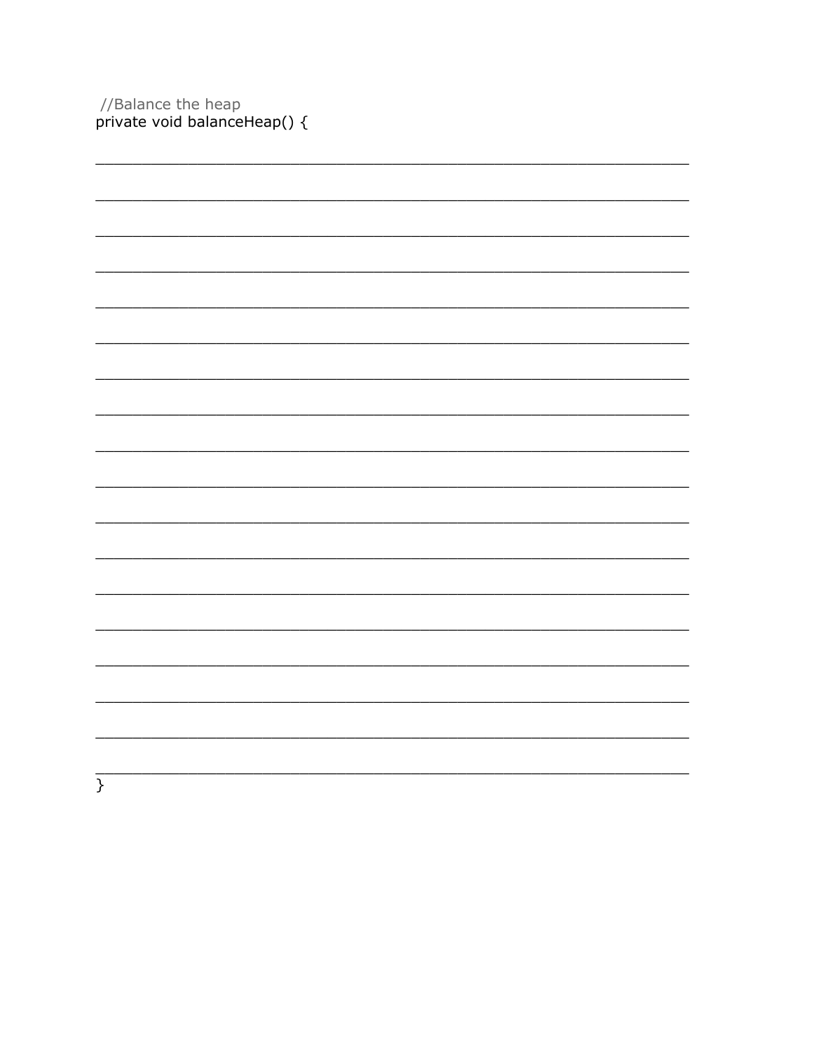```
//Balance the heap
private void balanceHeap() {
_______________________________________________________________
_______________________________________________________________
_______________________________________________________________
_______________________________________________________________
_______________________________________________________________
_______________________________________________________________
_______________________________________________________________
_______________________________________________________________
_______________________________________________________________
_______________________________________________________________
_______________________________________________________________
_______________________________________________________________
_______________________________________________________________
_______________________________________________________________
_______________________________________________________________
_______________________________________________________________
_______________________________________________________________
_______________________________________________________________
}
```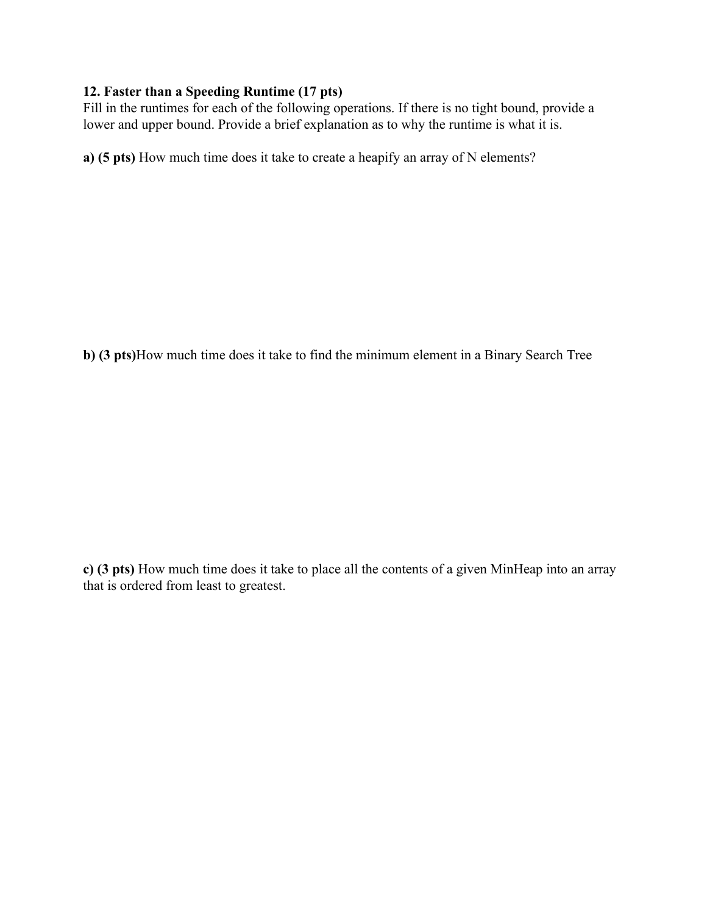**12. Faster than a Speeding Runtime (17 pts)**
Fill in the runtimes for each of the following operations. If there is no tight bound, provide a lower and upper bound. Provide a brief explanation as to why the runtime is what it is.

**a) (5 pts)** How much time does it take to create a heapify an array of N elements?

**b) (3 pts)**How much time does it take to find the minimum element in a Binary Search Tree

**c) (3 pts)** How much time does it take to place all the contents of a given MinHeap into an array that is ordered from least to greatest.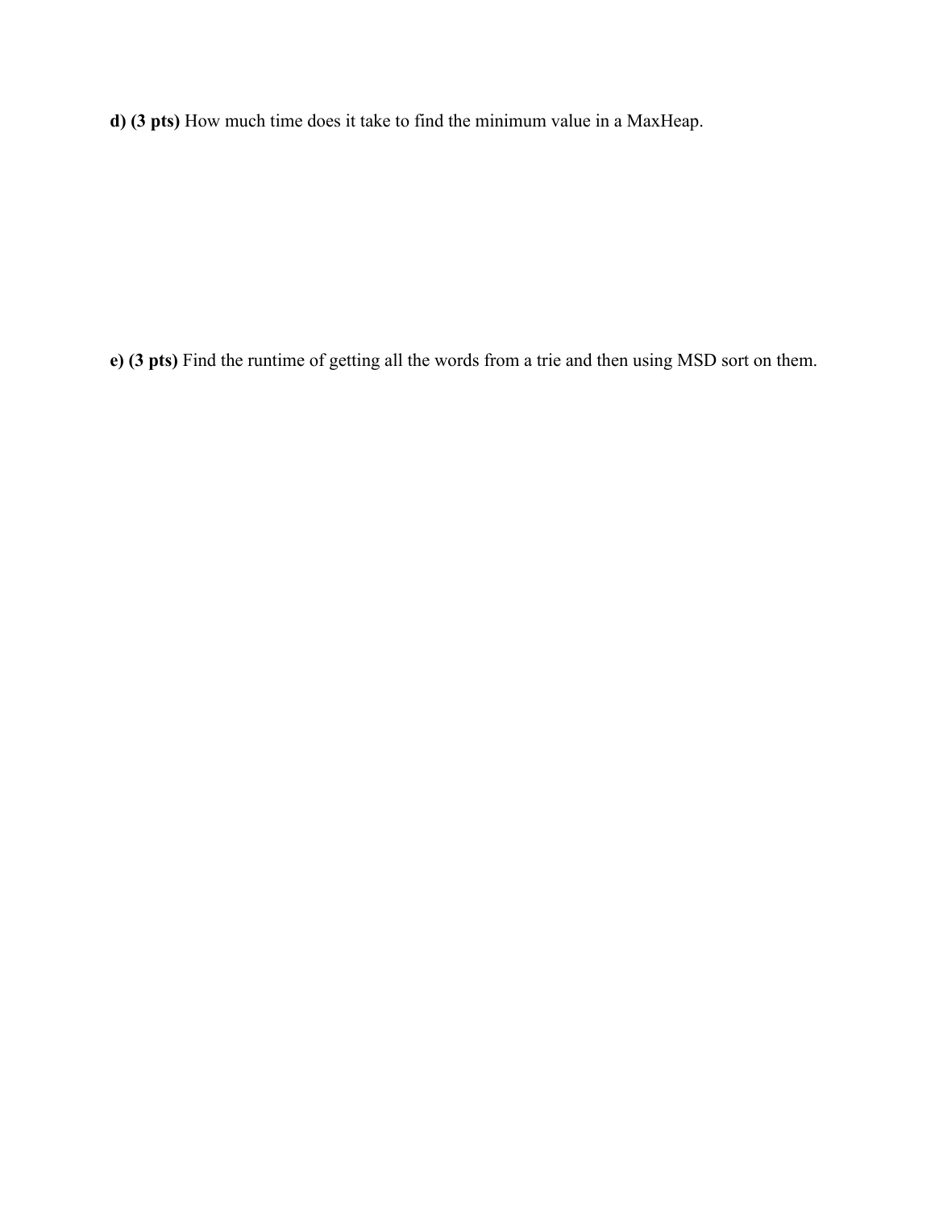**d) (3 pts)** How much time does it take to find the minimum value in a MaxHeap.

**e) (3 pts)** Find the runtime of getting all the words from a trie and then using MSD sort on them.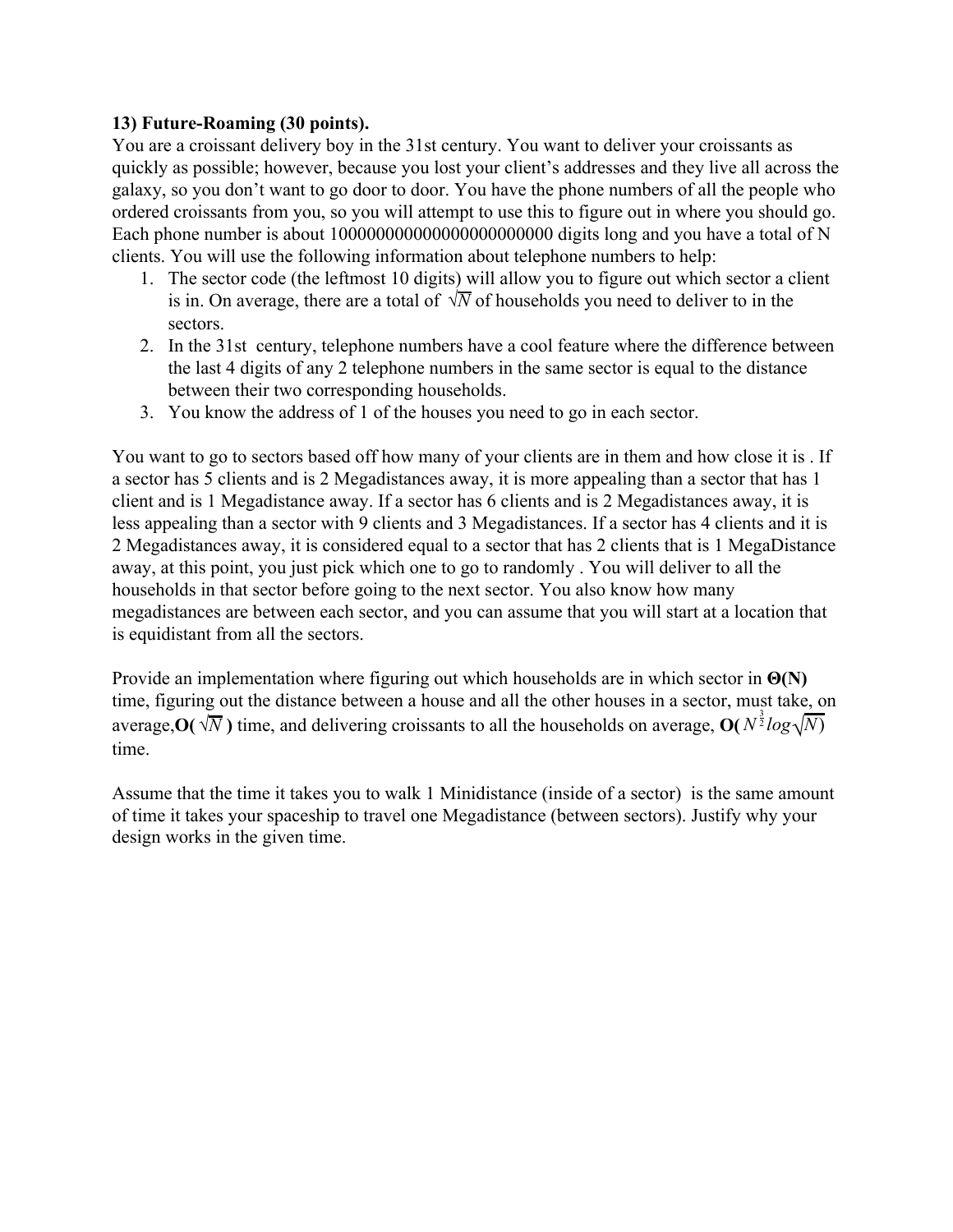**13) Future-Roaming (30 points).**

You are a croissant delivery boy in the 31st century. You want to deliver your croissants as quickly as possible; however, because you lost your client's addresses and they live all across the galaxy, so you don't want to go door to door. You have the phone numbers of all the people who ordered croissants from you, so you will attempt to use this to figure out in where you should go. Each phone number is about 1000000000000000000000000 digits long and you have a total of N clients. You will use the following information about telephone numbers to help:

1. The sector code (the leftmost 10 digits) will allow you to figure out which sector a client is in. On average, there are a total of $\sqrt{N}$ of households you need to deliver to in the sectors.
2. In the 31st century, telephone numbers have a cool feature where the difference between the last 4 digits of any 2 telephone numbers in the same sector is equal to the distance between their two corresponding households.
3. You know the address of 1 of the houses you need to go in each sector.

You want to go to sectors based off how many of your clients are in them and how close it is . If a sector has 5 clients and is 2 Megadistances away, it is more appealing than a sector that has 1 client and is 1 Megadistance away. If a sector has 6 clients and is 2 Megadistances away, it is less appealing than a sector with 9 clients and 3 Megadistances. If a sector has 4 clients and it is 2 Megadistances away, it is considered equal to a sector that has 2 clients that is 1 MegaDistance away, at this point, you just pick which one to go to randomly . You will deliver to all the households in that sector before going to the next sector. You also know how many megadistances are between each sector, and you can assume that you will start at a location that is equidistant from all the sectors.

Provide an implementation where figuring out which households are in which sector in **Θ(N)** time, figuring out the distance between a house and all the other houses in a sector, must take, on average,**O(** $\sqrt{N}$ **)** time, and delivering croissants to all the households on average, **O(** $N^{\frac{3}{2}} log\sqrt{N}$**)** time.

Assume that the time it takes you to walk 1 Minidistance (inside of a sector) is the same amount of time it takes your spaceship to travel one Megadistance (between sectors). Justify why your design works in the given time.